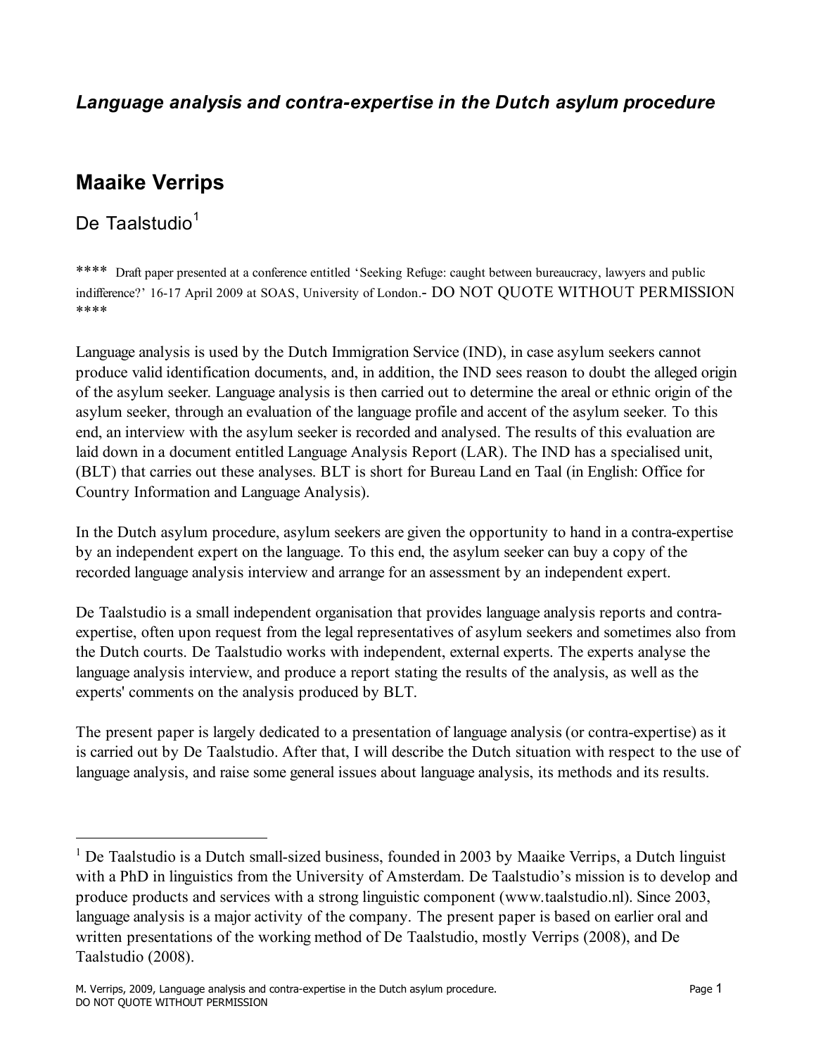*Language analysis and contra-expertise in the Dutch asylum procedure*

# Maaike Verrips

De Taalstudio[1]

\*\*\*\* Draft paper presented at a conference entitled 'Seeking Refuge: caught between bureaucracy, lawyers and public indifference?' 16-17 April 2009 at SOAS, University of London.- DO NOT QUOTE WITHOUT PERMISSION \*\*\*\*

Language analysis is used by the Dutch Immigration Service (IND), in case asylum seekers cannot produce valid identification documents, and, in addition, the IND sees reason to doubt the alleged origin of the asylum seeker. Language analysis is then carried out to determine the areal or ethnic origin of the asylum seeker, through an evaluation of the language profile and accent of the asylum seeker. To this end, an interview with the asylum seeker is recorded and analysed. The results of this evaluation are laid down in a document entitled Language Analysis Report (LAR). The IND has a specialised unit, (BLT) that carries out these analyses. BLT is short for Bureau Land en Taal (in English: Office for Country Information and Language Analysis).

In the Dutch asylum procedure, asylum seekers are given the opportunity to hand in a contra-expertise by an independent expert on the language. To this end, the asylum seeker can buy a copy of the recorded language analysis interview and arrange for an assessment by an independent expert.

De Taalstudio is a small independent organisation that provides language analysis reports and contra-expertise, often upon request from the legal representatives of asylum seekers and sometimes also from the Dutch courts. De Taalstudio works with independent, external experts. The experts analyse the language analysis interview, and produce a report stating the results of the analysis, as well as the experts' comments on the analysis produced by BLT.

The present paper is largely dedicated to a presentation of language analysis (or contra-expertise) as it is carried out by De Taalstudio. After that, I will describe the Dutch situation with respect to the use of language analysis, and raise some general issues about language analysis, its methods and its results.

---

[1] De Taalstudio is a Dutch small-sized business, founded in 2003 by Maaike Verrips, a Dutch linguist with a PhD in linguistics from the University of Amsterdam. De Taalstudio's mission is to develop and produce products and services with a strong linguistic component (www.taalstudio.nl). Since 2003, language analysis is a major activity of the company. The present paper is based on earlier oral and written presentations of the working method of De Taalstudio, mostly Verrips (2008), and De Taalstudio (2008).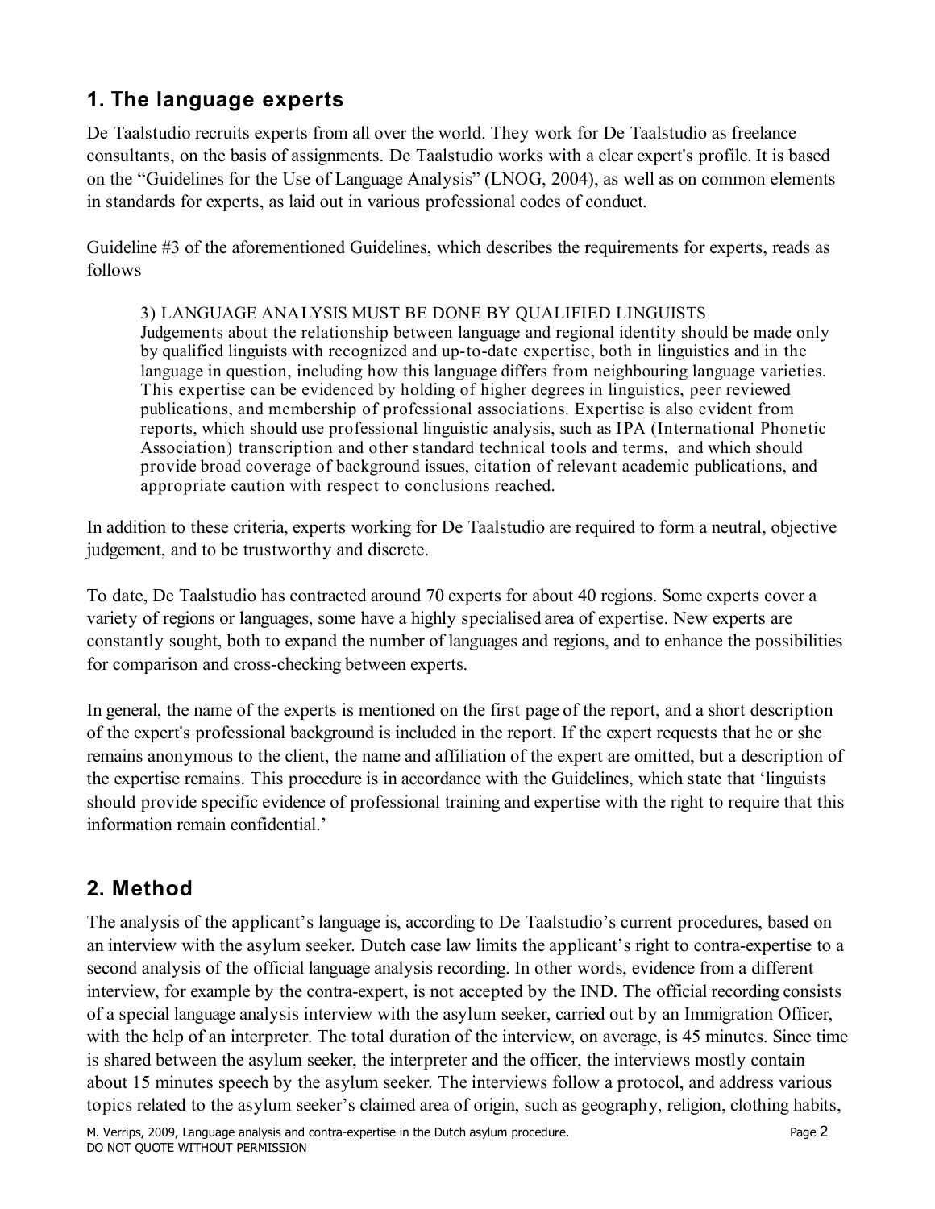## 1. The language experts

De Taalstudio recruits experts from all over the world. They work for De Taalstudio as freelance consultants, on the basis of assignments. De Taalstudio works with a clear expert's profile. It is based on the "Guidelines for the Use of Language Analysis" (LNOG, 2004), as well as on common elements in standards for experts, as laid out in various professional codes of conduct.

Guideline #3 of the aforementioned Guidelines, which describes the requirements for experts, reads as follows

> 3) LANGUAGE ANALYSIS MUST BE DONE BY QUALIFIED LINGUISTS
> Judgements about the relationship between language and regional identity should be made only by qualified linguists with recognized and up-to-date expertise, both in linguistics and in the language in question, including how this language differs from neighbouring language varieties. This expertise can be evidenced by holding of higher degrees in linguistics, peer reviewed publications, and membership of professional associations. Expertise is also evident from reports, which should use professional linguistic analysis, such as IPA (International Phonetic Association) transcription and other standard technical tools and terms, and which should provide broad coverage of background issues, citation of relevant academic publications, and appropriate caution with respect to conclusions reached.

In addition to these criteria, experts working for De Taalstudio are required to form a neutral, objective judgement, and to be trustworthy and discrete.

To date, De Taalstudio has contracted around 70 experts for about 40 regions. Some experts cover a variety of regions or languages, some have a highly specialised area of expertise. New experts are constantly sought, both to expand the number of languages and regions, and to enhance the possibilities for comparison and cross-checking between experts.

In general, the name of the experts is mentioned on the first page of the report, and a short description of the expert's professional background is included in the report. If the expert requests that he or she remains anonymous to the client, the name and affiliation of the expert are omitted, but a description of the expertise remains. This procedure is in accordance with the Guidelines, which state that 'linguists should provide specific evidence of professional training and expertise with the right to require that this information remain confidential.'

## 2. Method

The analysis of the applicant's language is, according to De Taalstudio's current procedures, based on an interview with the asylum seeker. Dutch case law limits the applicant's right to contra-expertise to a second analysis of the official language analysis recording. In other words, evidence from a different interview, for example by the contra-expert, is not accepted by the IND. The official recording consists of a special language analysis interview with the asylum seeker, carried out by an Immigration Officer, with the help of an interpreter. The total duration of the interview, on average, is 45 minutes. Since time is shared between the asylum seeker, the interpreter and the officer, the interviews mostly contain about 15 minutes speech by the asylum seeker. The interviews follow a protocol, and address various topics related to the asylum seeker's claimed area of origin, such as geography, religion, clothing habits,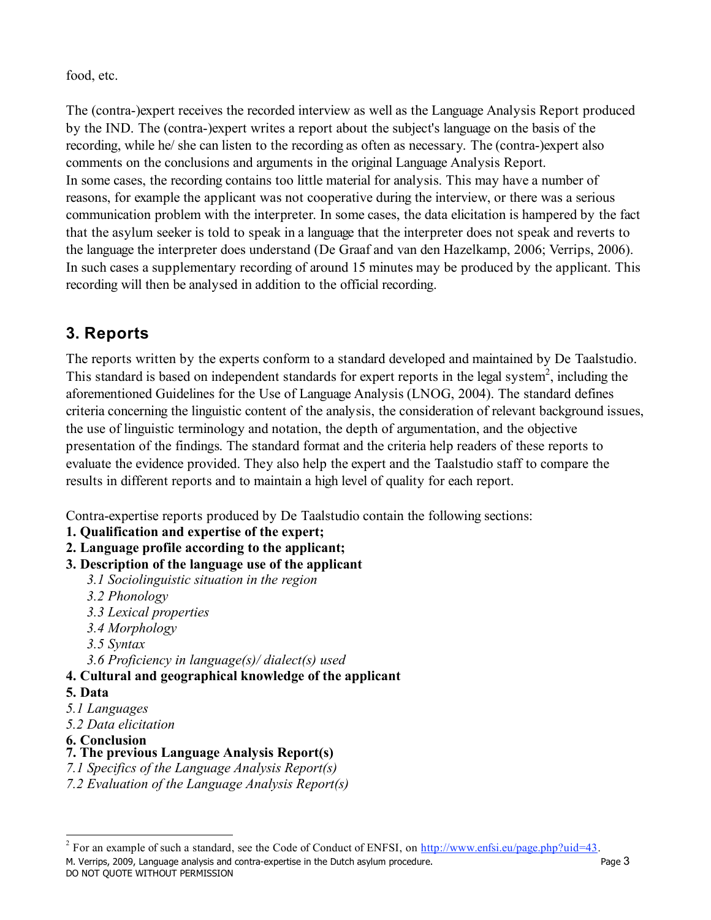food, etc.

The (contra-)expert receives the recorded interview as well as the Language Analysis Report produced by the IND. The (contra-)expert writes a report about the subject's language on the basis of the recording, while he/ she can listen to the recording as often as necessary. The (contra-)expert also comments on the conclusions and arguments in the original Language Analysis Report.
In some cases, the recording contains too little material for analysis. This may have a number of reasons, for example the applicant was not cooperative during the interview, or there was a serious communication problem with the interpreter. In some cases, the data elicitation is hampered by the fact that the asylum seeker is told to speak in a language that the interpreter does not speak and reverts to the language the interpreter does understand (De Graaf and van den Hazelkamp, 2006; Verrips, 2006). In such cases a supplementary recording of around 15 minutes may be produced by the applicant. This recording will then be analysed in addition to the official recording.

## 3. Reports

The reports written by the experts conform to a standard developed and maintained by De Taalstudio. This standard is based on independent standards for expert reports in the legal system[2], including the aforementioned Guidelines for the Use of Language Analysis (LNOG, 2004). The standard defines criteria concerning the linguistic content of the analysis, the consideration of relevant background issues, the use of linguistic terminology and notation, the depth of argumentation, and the objective presentation of the findings. The standard format and the criteria help readers of these reports to evaluate the evidence provided. They also help the expert and the Taalstudio staff to compare the results in different reports and to maintain a high level of quality for each report.

Contra-expertise reports produced by De Taalstudio contain the following sections:

**1. Qualification and expertise of the expert;**
**2. Language profile according to the applicant;**
**3. Description of the language use of the applicant**
- *3.1 Sociolinguistic situation in the region*
- *3.2 Phonology*
- *3.3 Lexical properties*
- *3.4 Morphology*
- *3.5 Syntax*
- *3.6 Proficiency in language(s)/ dialect(s) used*

**4. Cultural and geographical knowledge of the applicant**
**5. Data**
*5.1 Languages*
*5.2 Data elicitation*
**6. Conclusion**
**7. The previous Language Analysis Report(s)**
*7.1 Specifics of the Language Analysis Report(s)*
*7.2 Evaluation of the Language Analysis Report(s)*

---

[2] For an example of such a standard, see the Code of Conduct of ENFSI, on http://www.enfsi.eu/page.php?uid=43.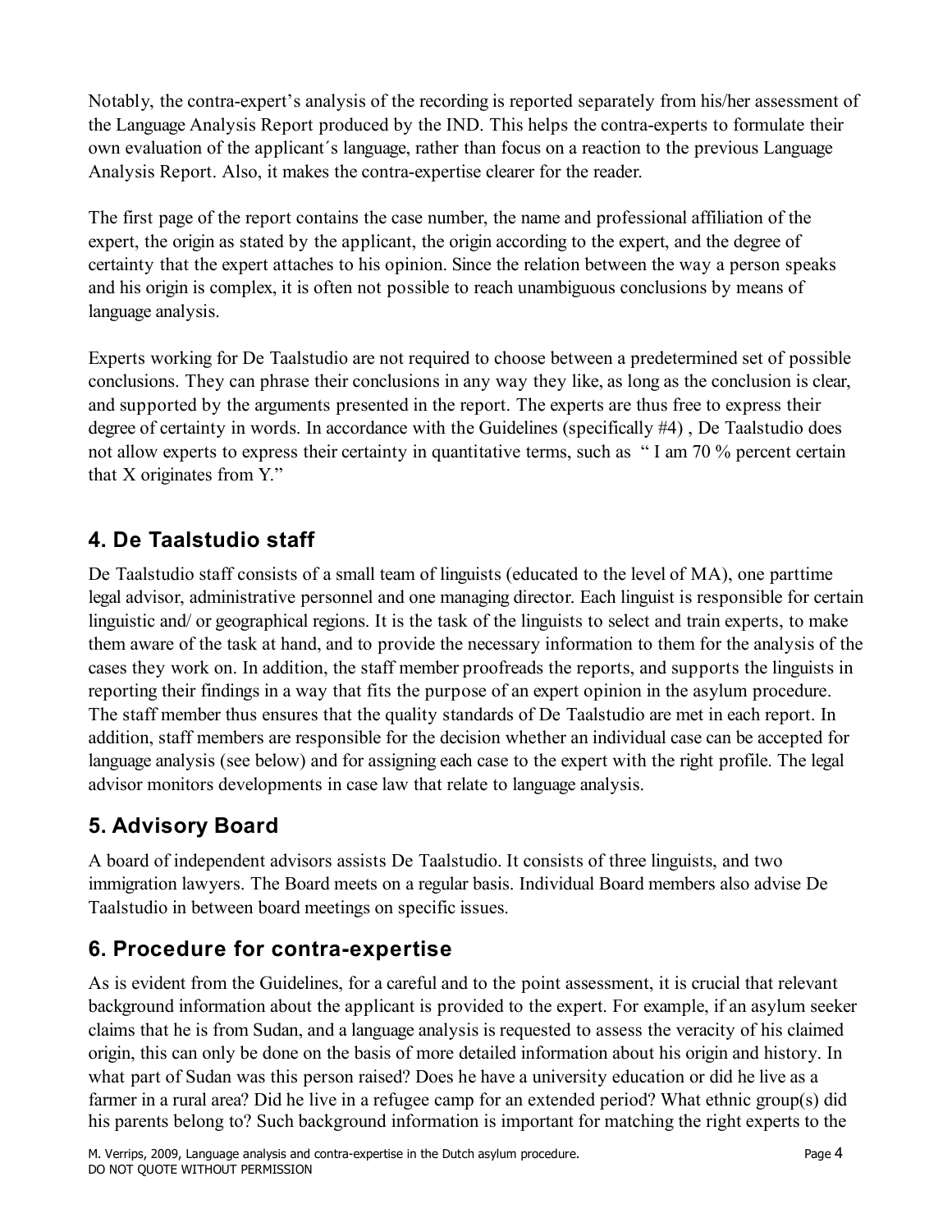Notably, the contra-expert's analysis of the recording is reported separately from his/her assessment of the Language Analysis Report produced by the IND. This helps the contra-experts to formulate their own evaluation of the applicant´s language, rather than focus on a reaction to the previous Language Analysis Report. Also, it makes the contra-expertise clearer for the reader.

The first page of the report contains the case number, the name and professional affiliation of the expert, the origin as stated by the applicant, the origin according to the expert, and the degree of certainty that the expert attaches to his opinion. Since the relation between the way a person speaks and his origin is complex, it is often not possible to reach unambiguous conclusions by means of language analysis.

Experts working for De Taalstudio are not required to choose between a predetermined set of possible conclusions. They can phrase their conclusions in any way they like, as long as the conclusion is clear, and supported by the arguments presented in the report. The experts are thus free to express their degree of certainty in words. In accordance with the Guidelines (specifically #4) , De Taalstudio does not allow experts to express their certainty in quantitative terms, such as " I am 70 % percent certain that X originates from Y."

## 4. De Taalstudio staff

De Taalstudio staff consists of a small team of linguists (educated to the level of MA), one parttime legal advisor, administrative personnel and one managing director. Each linguist is responsible for certain linguistic and/ or geographical regions. It is the task of the linguists to select and train experts, to make them aware of the task at hand, and to provide the necessary information to them for the analysis of the cases they work on. In addition, the staff member proofreads the reports, and supports the linguists in reporting their findings in a way that fits the purpose of an expert opinion in the asylum procedure. The staff member thus ensures that the quality standards of De Taalstudio are met in each report. In addition, staff members are responsible for the decision whether an individual case can be accepted for language analysis (see below) and for assigning each case to the expert with the right profile. The legal advisor monitors developments in case law that relate to language analysis.

## 5. Advisory Board

A board of independent advisors assists De Taalstudio. It consists of three linguists, and two immigration lawyers. The Board meets on a regular basis. Individual Board members also advise De Taalstudio in between board meetings on specific issues.

## 6. Procedure for contra-expertise

As is evident from the Guidelines, for a careful and to the point assessment, it is crucial that relevant background information about the applicant is provided to the expert. For example, if an asylum seeker claims that he is from Sudan, and a language analysis is requested to assess the veracity of his claimed origin, this can only be done on the basis of more detailed information about his origin and history. In what part of Sudan was this person raised? Does he have a university education or did he live as a farmer in a rural area? Did he live in a refugee camp for an extended period? What ethnic group(s) did his parents belong to? Such background information is important for matching the right experts to the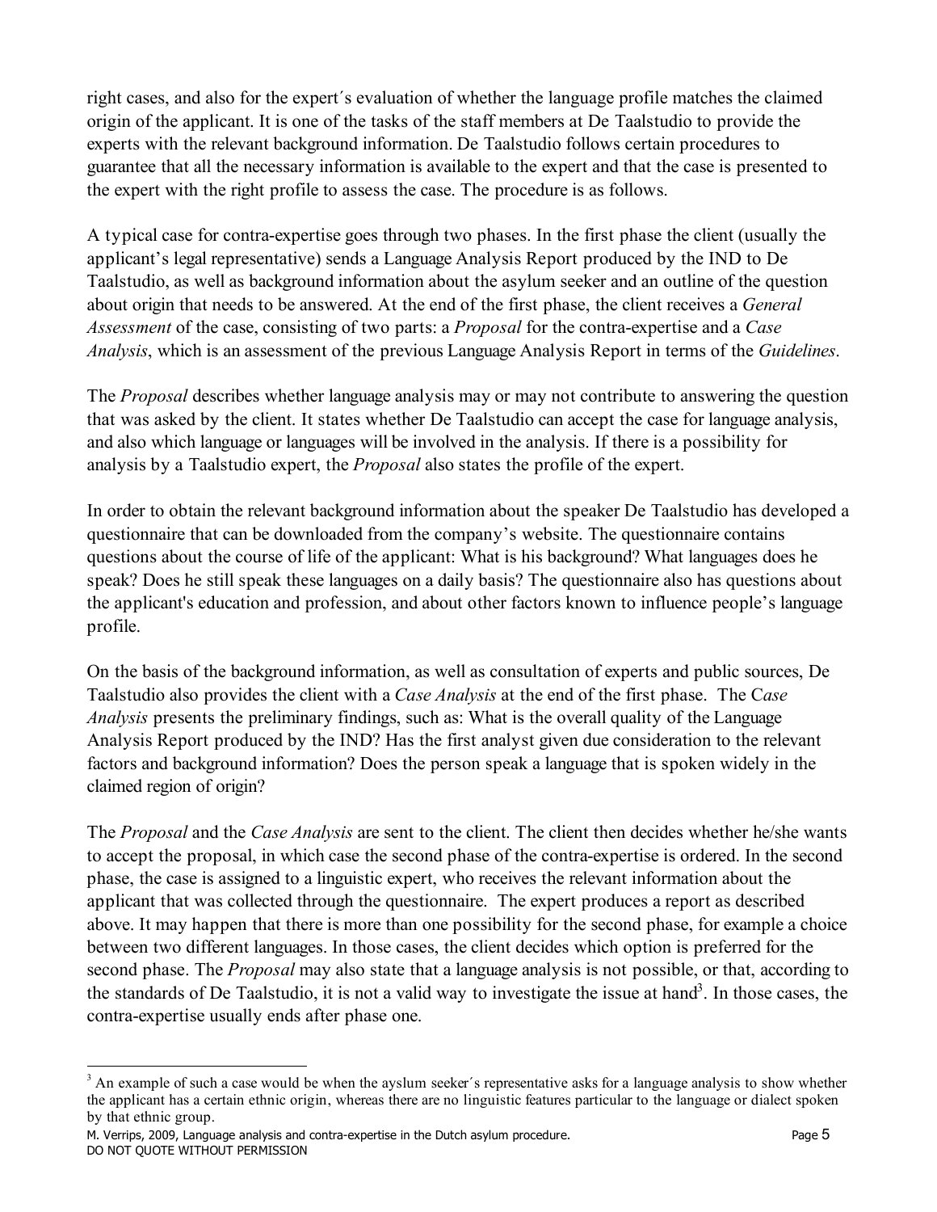right cases, and also for the expert´s evaluation of whether the language profile matches the claimed origin of the applicant. It is one of the tasks of the staff members at De Taalstudio to provide the experts with the relevant background information. De Taalstudio follows certain procedures to guarantee that all the necessary information is available to the expert and that the case is presented to the expert with the right profile to assess the case. The procedure is as follows.

A typical case for contra-expertise goes through two phases. In the first phase the client (usually the applicant's legal representative) sends a Language Analysis Report produced by the IND to De Taalstudio, as well as background information about the asylum seeker and an outline of the question about origin that needs to be answered. At the end of the first phase, the client receives a *General Assessment* of the case, consisting of two parts: a *Proposal* for the contra-expertise and a *Case Analysis*, which is an assessment of the previous Language Analysis Report in terms of the *Guidelines*.

The *Proposal* describes whether language analysis may or may not contribute to answering the question that was asked by the client. It states whether De Taalstudio can accept the case for language analysis, and also which language or languages will be involved in the analysis. If there is a possibility for analysis by a Taalstudio expert, the *Proposal* also states the profile of the expert.

In order to obtain the relevant background information about the speaker De Taalstudio has developed a questionnaire that can be downloaded from the company's website. The questionnaire contains questions about the course of life of the applicant: What is his background? What languages does he speak? Does he still speak these languages on a daily basis? The questionnaire also has questions about the applicant's education and profession, and about other factors known to influence people's language profile.

On the basis of the background information, as well as consultation of experts and public sources, De Taalstudio also provides the client with a *Case Analysis* at the end of the first phase. The *Case Analysis* presents the preliminary findings, such as: What is the overall quality of the Language Analysis Report produced by the IND? Has the first analyst given due consideration to the relevant factors and background information? Does the person speak a language that is spoken widely in the claimed region of origin?

The *Proposal* and the *Case Analysis* are sent to the client. The client then decides whether he/she wants to accept the proposal, in which case the second phase of the contra-expertise is ordered. In the second phase, the case is assigned to a linguistic expert, who receives the relevant information about the applicant that was collected through the questionnaire. The expert produces a report as described above. It may happen that there is more than one possibility for the second phase, for example a choice between two different languages. In those cases, the client decides which option is preferred for the second phase. The *Proposal* may also state that a language analysis is not possible, or that, according to the standards of De Taalstudio, it is not a valid way to investigate the issue at hand[3]. In those cases, the contra-expertise usually ends after phase one.

[3] An example of such a case would be when the ayslum seeker´s representative asks for a language analysis to show whether the applicant has a certain ethnic origin, whereas there are no linguistic features particular to the language or dialect spoken by that ethnic group.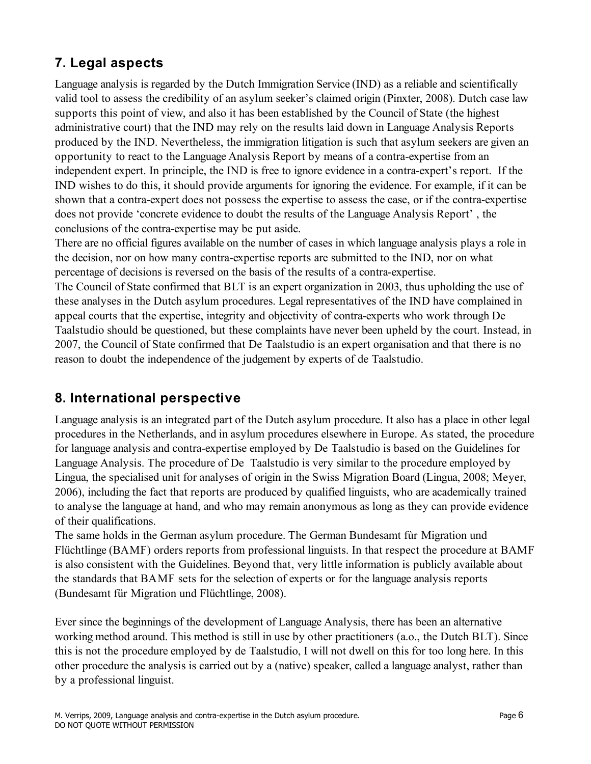## 7. Legal aspects

Language analysis is regarded by the Dutch Immigration Service (IND) as a reliable and scientifically valid tool to assess the credibility of an asylum seeker's claimed origin (Pinxter, 2008). Dutch case law supports this point of view, and also it has been established by the Council of State (the highest administrative court) that the IND may rely on the results laid down in Language Analysis Reports produced by the IND. Nevertheless, the immigration litigation is such that asylum seekers are given an opportunity to react to the Language Analysis Report by means of a contra-expertise from an independent expert. In principle, the IND is free to ignore evidence in a contra-expert's report. If the IND wishes to do this, it should provide arguments for ignoring the evidence. For example, if it can be shown that a contra-expert does not possess the expertise to assess the case, or if the contra-expertise does not provide 'concrete evidence to doubt the results of the Language Analysis Report' , the conclusions of the contra-expertise may be put aside.

There are no official figures available on the number of cases in which language analysis plays a role in the decision, nor on how many contra-expertise reports are submitted to the IND, nor on what percentage of decisions is reversed on the basis of the results of a contra-expertise.

The Council of State confirmed that BLT is an expert organization in 2003, thus upholding the use of these analyses in the Dutch asylum procedures. Legal representatives of the IND have complained in appeal courts that the expertise, integrity and objectivity of contra-experts who work through De Taalstudio should be questioned, but these complaints have never been upheld by the court. Instead, in 2007, the Council of State confirmed that De Taalstudio is an expert organisation and that there is no reason to doubt the independence of the judgement by experts of de Taalstudio.

## 8. International perspective

Language analysis is an integrated part of the Dutch asylum procedure. It also has a place in other legal procedures in the Netherlands, and in asylum procedures elsewhere in Europe. As stated, the procedure for language analysis and contra-expertise employed by De Taalstudio is based on the Guidelines for Language Analysis. The procedure of De Taalstudio is very similar to the procedure employed by Lingua, the specialised unit for analyses of origin in the Swiss Migration Board (Lingua, 2008; Meyer, 2006), including the fact that reports are produced by qualified linguists, who are academically trained to analyse the language at hand, and who may remain anonymous as long as they can provide evidence of their qualifications.

The same holds in the German asylum procedure. The German Bundesamt fùr Migration und Flüchtlinge (BAMF) orders reports from professional linguists. In that respect the procedure at BAMF is also consistent with the Guidelines. Beyond that, very little information is publicly available about the standards that BAMF sets for the selection of experts or for the language analysis reports (Bundesamt für Migration und Flüchtlinge, 2008).

Ever since the beginnings of the development of Language Analysis, there has been an alternative working method around. This method is still in use by other practitioners (a.o., the Dutch BLT). Since this is not the procedure employed by de Taalstudio, I will not dwell on this for too long here. In this other procedure the analysis is carried out by a (native) speaker, called a language analyst, rather than by a professional linguist.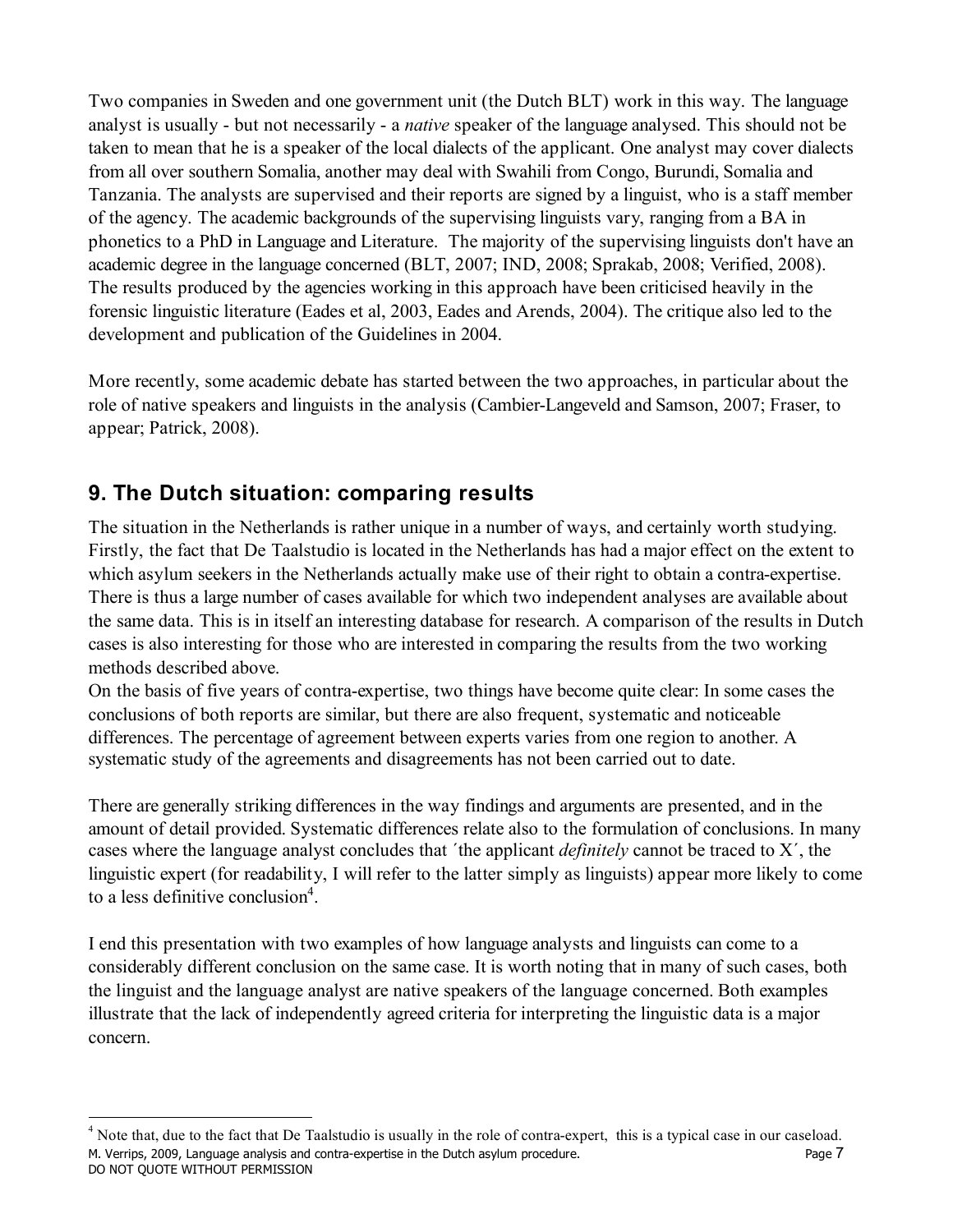Two companies in Sweden and one government unit (the Dutch BLT) work in this way. The language analyst is usually - but not necessarily - a *native* speaker of the language analysed. This should not be taken to mean that he is a speaker of the local dialects of the applicant. One analyst may cover dialects from all over southern Somalia, another may deal with Swahili from Congo, Burundi, Somalia and Tanzania. The analysts are supervised and their reports are signed by a linguist, who is a staff member of the agency. The academic backgrounds of the supervising linguists vary, ranging from a BA in phonetics to a PhD in Language and Literature. The majority of the supervising linguists don't have an academic degree in the language concerned (BLT, 2007; IND, 2008; Sprakab, 2008; Verified, 2008). The results produced by the agencies working in this approach have been criticised heavily in the forensic linguistic literature (Eades et al, 2003, Eades and Arends, 2004). The critique also led to the development and publication of the Guidelines in 2004.

More recently, some academic debate has started between the two approaches, in particular about the role of native speakers and linguists in the analysis (Cambier-Langeveld and Samson, 2007; Fraser, to appear; Patrick, 2008).

## 9. The Dutch situation: comparing results

The situation in the Netherlands is rather unique in a number of ways, and certainly worth studying. Firstly, the fact that De Taalstudio is located in the Netherlands has had a major effect on the extent to which asylum seekers in the Netherlands actually make use of their right to obtain a contra-expertise. There is thus a large number of cases available for which two independent analyses are available about the same data. This is in itself an interesting database for research. A comparison of the results in Dutch cases is also interesting for those who are interested in comparing the results from the two working methods described above.

On the basis of five years of contra-expertise, two things have become quite clear: In some cases the conclusions of both reports are similar, but there are also frequent, systematic and noticeable differences. The percentage of agreement between experts varies from one region to another. A systematic study of the agreements and disagreements has not been carried out to date.

There are generally striking differences in the way findings and arguments are presented, and in the amount of detail provided. Systematic differences relate also to the formulation of conclusions. In many cases where the language analyst concludes that ´the applicant *definitely* cannot be traced to X´, the linguistic expert (for readability, I will refer to the latter simply as linguists) appear more likely to come to a less definitive conclusion[4].

I end this presentation with two examples of how language analysts and linguists can come to a considerably different conclusion on the same case. It is worth noting that in many of such cases, both the linguist and the language analyst are native speakers of the language concerned. Both examples illustrate that the lack of independently agreed criteria for interpreting the linguistic data is a major concern.

[4] Note that, due to the fact that De Taalstudio is usually in the role of contra-expert, this is a typical case in our caseload.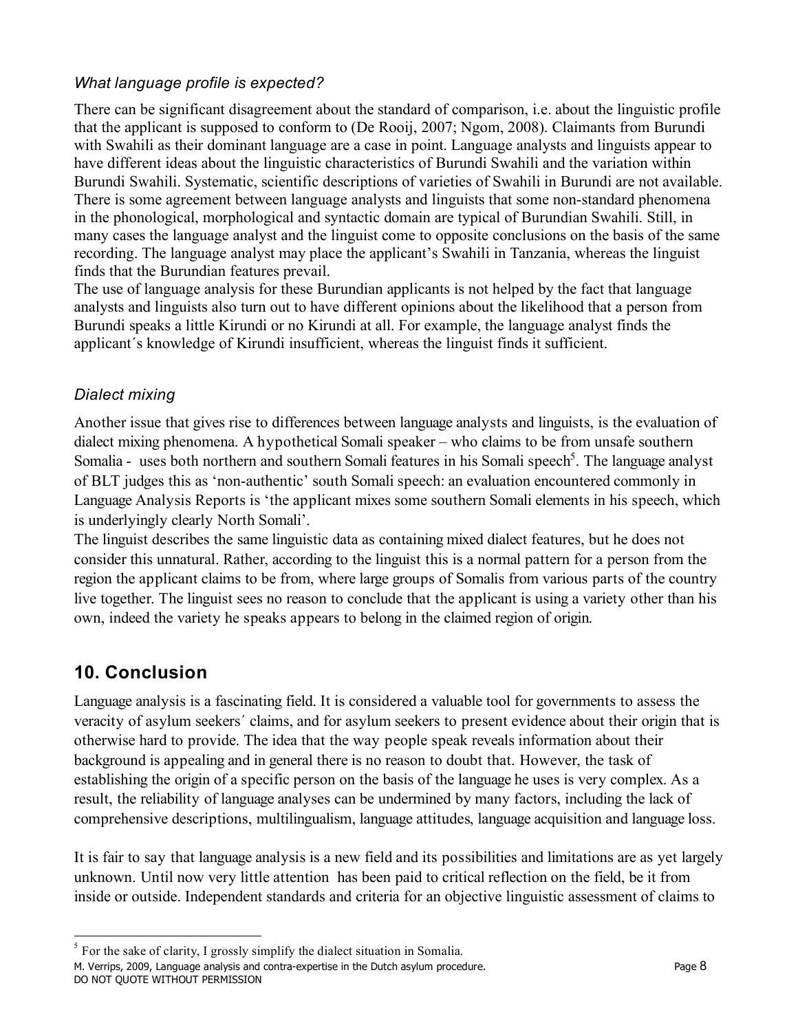*What language profile is expected?*

There can be significant disagreement about the standard of comparison, i.e. about the linguistic profile that the applicant is supposed to conform to (De Rooij, 2007; Ngom, 2008). Claimants from Burundi with Swahili as their dominant language are a case in point. Language analysts and linguists appear to have different ideas about the linguistic characteristics of Burundi Swahili and the variation within Burundi Swahili. Systematic, scientific descriptions of varieties of Swahili in Burundi are not available. There is some agreement between language analysts and linguists that some non-standard phenomena in the phonological, morphological and syntactic domain are typical of Burundian Swahili. Still, in many cases the language analyst and the linguist come to opposite conclusions on the basis of the same recording. The language analyst may place the applicant's Swahili in Tanzania, whereas the linguist finds that the Burundian features prevail.

The use of language analysis for these Burundian applicants is not helped by the fact that language analysts and linguists also turn out to have different opinions about the likelihood that a person from Burundi speaks a little Kirundi or no Kirundi at all. For example, the language analyst finds the applicant´s knowledge of Kirundi insufficient, whereas the linguist finds it sufficient.

*Dialect mixing*

Another issue that gives rise to differences between language analysts and linguists, is the evaluation of dialect mixing phenomena. A hypothetical Somali speaker – who claims to be from unsafe southern Somalia - uses both northern and southern Somali features in his Somali speech[5]. The language analyst of BLT judges this as 'non-authentic' south Somali speech: an evaluation encountered commonly in Language Analysis Reports is 'the applicant mixes some southern Somali elements in his speech, which is underlyingly clearly North Somali'.

The linguist describes the same linguistic data as containing mixed dialect features, but he does not consider this unnatural. Rather, according to the linguist this is a normal pattern for a person from the region the applicant claims to be from, where large groups of Somalis from various parts of the country live together. The linguist sees no reason to conclude that the applicant is using a variety other than his own, indeed the variety he speaks appears to belong in the claimed region of origin.

## 10. Conclusion

Language analysis is a fascinating field. It is considered a valuable tool for governments to assess the veracity of asylum seekers´ claims, and for asylum seekers to present evidence about their origin that is otherwise hard to provide. The idea that the way people speak reveals information about their background is appealing and in general there is no reason to doubt that. However, the task of establishing the origin of a specific person on the basis of the language he uses is very complex. As a result, the reliability of language analyses can be undermined by many factors, including the lack of comprehensive descriptions, multilingualism, language attitudes, language acquisition and language loss.

It is fair to say that language analysis is a new field and its possibilities and limitations are as yet largely unknown. Until now very little attention has been paid to critical reflection on the field, be it from inside or outside. Independent standards and criteria for an objective linguistic assessment of claims to

[5] For the sake of clarity, I grossly simplify the dialect situation in Somalia.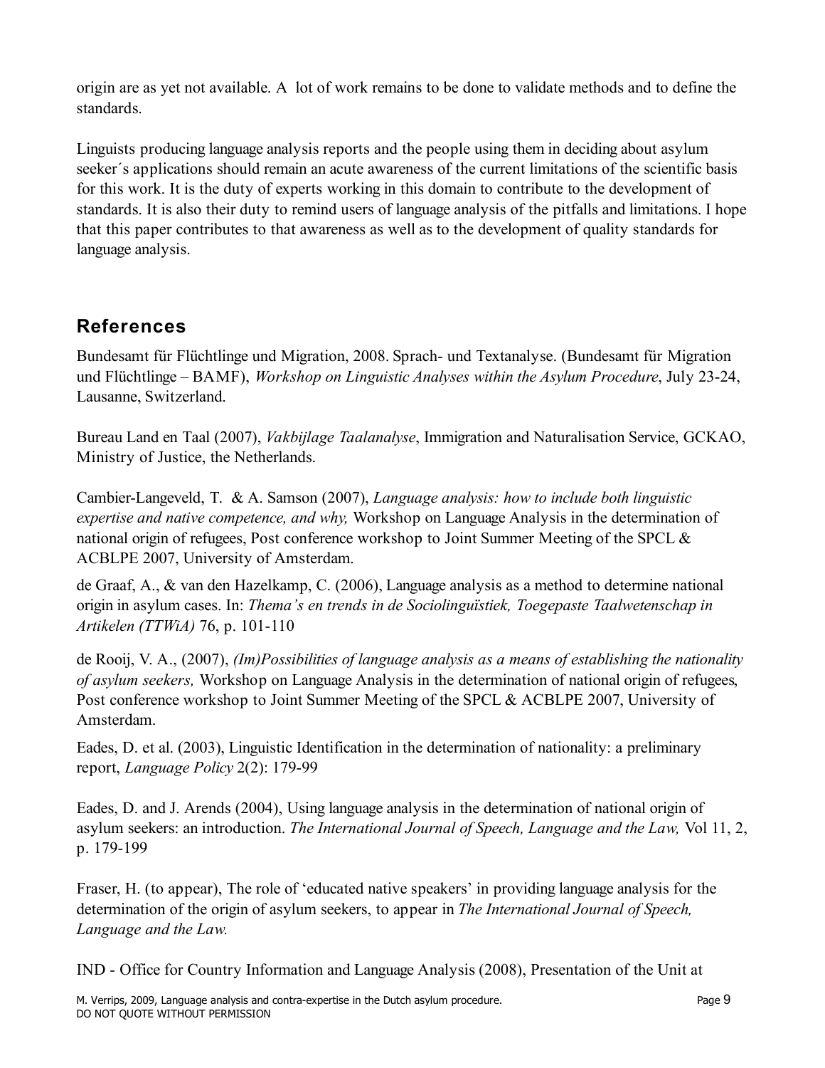origin are as yet not available. A lot of work remains to be done to validate methods and to define the standards.

Linguists producing language analysis reports and the people using them in deciding about asylum seeker´s applications should remain an acute awareness of the current limitations of the scientific basis for this work. It is the duty of experts working in this domain to contribute to the development of standards. It is also their duty to remind users of language analysis of the pitfalls and limitations. I hope that this paper contributes to that awareness as well as to the development of quality standards for language analysis.

## References

Bundesamt für Flüchtlinge und Migration, 2008. Sprach- und Textanalyse. (Bundesamt für Migration und Flüchtlinge – BAMF), *Workshop on Linguistic Analyses within the Asylum Procedure*, July 23-24, Lausanne, Switzerland.

Bureau Land en Taal (2007), *Vakbijlage Taalanalyse*, Immigration and Naturalisation Service, GCKAO, Ministry of Justice, the Netherlands.

Cambier-Langeveld, T. & A. Samson (2007), *Language analysis: how to include both linguistic expertise and native competence, and why,* Workshop on Language Analysis in the determination of national origin of refugees, Post conference workshop to Joint Summer Meeting of the SPCL & ACBLPE 2007, University of Amsterdam.

de Graaf, A., & van den Hazelkamp, C. (2006), Language analysis as a method to determine national origin in asylum cases. In: *Thema's en trends in de Sociolinguïstiek, Toegepaste Taalwetenschap in Artikelen (TTWiA)* 76, p. 101-110

de Rooij, V. A., (2007), *(Im)Possibilities of language analysis as a means of establishing the nationality of asylum seekers,* Workshop on Language Analysis in the determination of national origin of refugees, Post conference workshop to Joint Summer Meeting of the SPCL & ACBLPE 2007, University of Amsterdam.

Eades, D. et al. (2003), Linguistic Identification in the determination of nationality: a preliminary report, *Language Policy* 2(2): 179-99

Eades, D. and J. Arends (2004), Using language analysis in the determination of national origin of asylum seekers: an introduction. *The International Journal of Speech, Language and the Law,* Vol 11, 2, p. 179-199

Fraser, H. (to appear), The role of 'educated native speakers' in providing language analysis for the determination of the origin of asylum seekers, to appear in *The International Journal of Speech, Language and the Law.*

IND - Office for Country Information and Language Analysis (2008), Presentation of the Unit at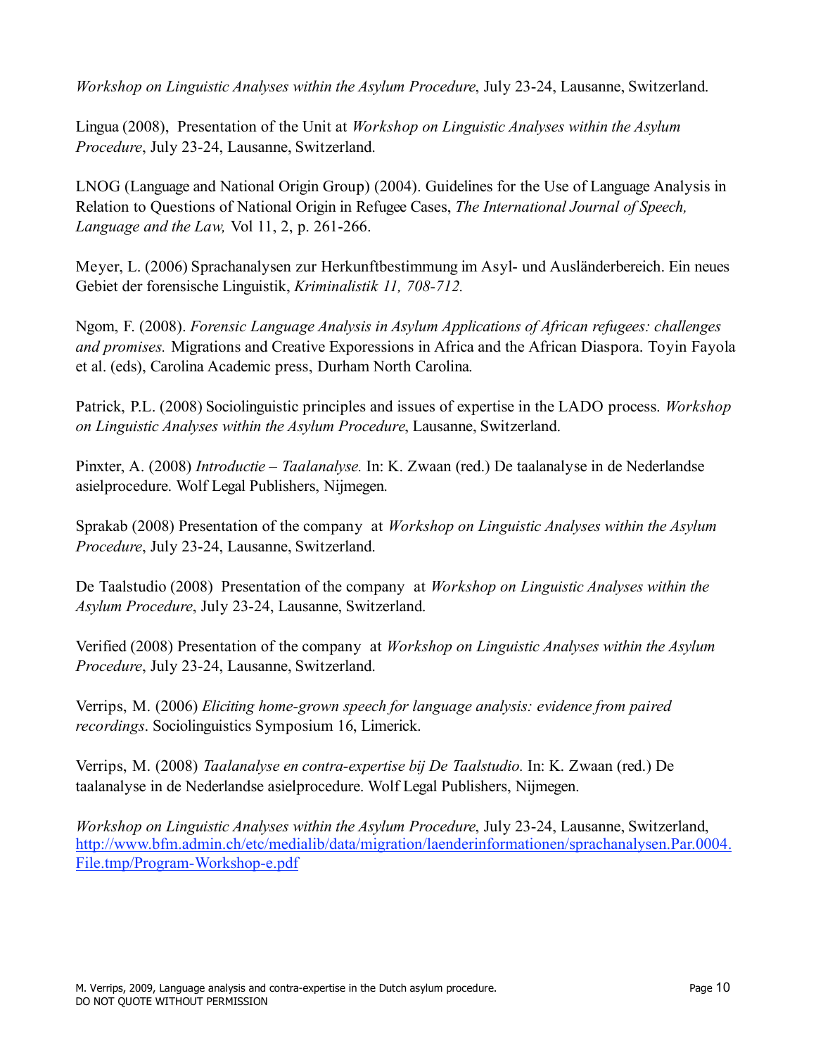*Workshop on Linguistic Analyses within the Asylum Procedure*, July 23-24, Lausanne, Switzerland.

Lingua (2008), Presentation of the Unit at *Workshop on Linguistic Analyses within the Asylum Procedure*, July 23-24, Lausanne, Switzerland.

LNOG (Language and National Origin Group) (2004). Guidelines for the Use of Language Analysis in Relation to Questions of National Origin in Refugee Cases, *The International Journal of Speech, Language and the Law,* Vol 11, 2, p. 261-266.

Meyer, L. (2006) Sprachanalysen zur Herkunftbestimmung im Asyl- und Ausländerbereich. Ein neues Gebiet der forensische Linguistik, *Kriminalistik 11, 708-712.*

Ngom, F. (2008). *Forensic Language Analysis in Asylum Applications of African refugees: challenges and promises.* Migrations and Creative Exporessions in Africa and the African Diaspora. Toyin Fayola et al. (eds), Carolina Academic press, Durham North Carolina.

Patrick, P.L. (2008) Sociolinguistic principles and issues of expertise in the LADO process. *Workshop on Linguistic Analyses within the Asylum Procedure*, Lausanne, Switzerland.

Pinxter, A. (2008) *Introductie – Taalanalyse.* In: K. Zwaan (red.) De taalanalyse in de Nederlandse asielprocedure. Wolf Legal Publishers, Nijmegen.

Sprakab (2008) Presentation of the company at *Workshop on Linguistic Analyses within the Asylum Procedure*, July 23-24, Lausanne, Switzerland.

De Taalstudio (2008) Presentation of the company at *Workshop on Linguistic Analyses within the Asylum Procedure*, July 23-24, Lausanne, Switzerland.

Verified (2008) Presentation of the company at *Workshop on Linguistic Analyses within the Asylum Procedure*, July 23-24, Lausanne, Switzerland.

Verrips, M. (2006) *Eliciting home-grown speech for language analysis: evidence from paired recordings*. Sociolinguistics Symposium 16, Limerick.

Verrips, M. (2008) *Taalanalyse en contra-expertise bij De Taalstudio.* In: K. Zwaan (red.) De taalanalyse in de Nederlandse asielprocedure. Wolf Legal Publishers, Nijmegen.

*Workshop on Linguistic Analyses within the Asylum Procedure*, July 23-24, Lausanne, Switzerland, http://www.bfm.admin.ch/etc/medialib/data/migration/laenderinformationen/sprachanalysen.Par.0004.File.tmp/Program-Workshop-e.pdf

M. Verrips, 2009, Language analysis and contra-expertise in the Dutch asylum procedure.
DO NOT QUOTE WITHOUT PERMISSION